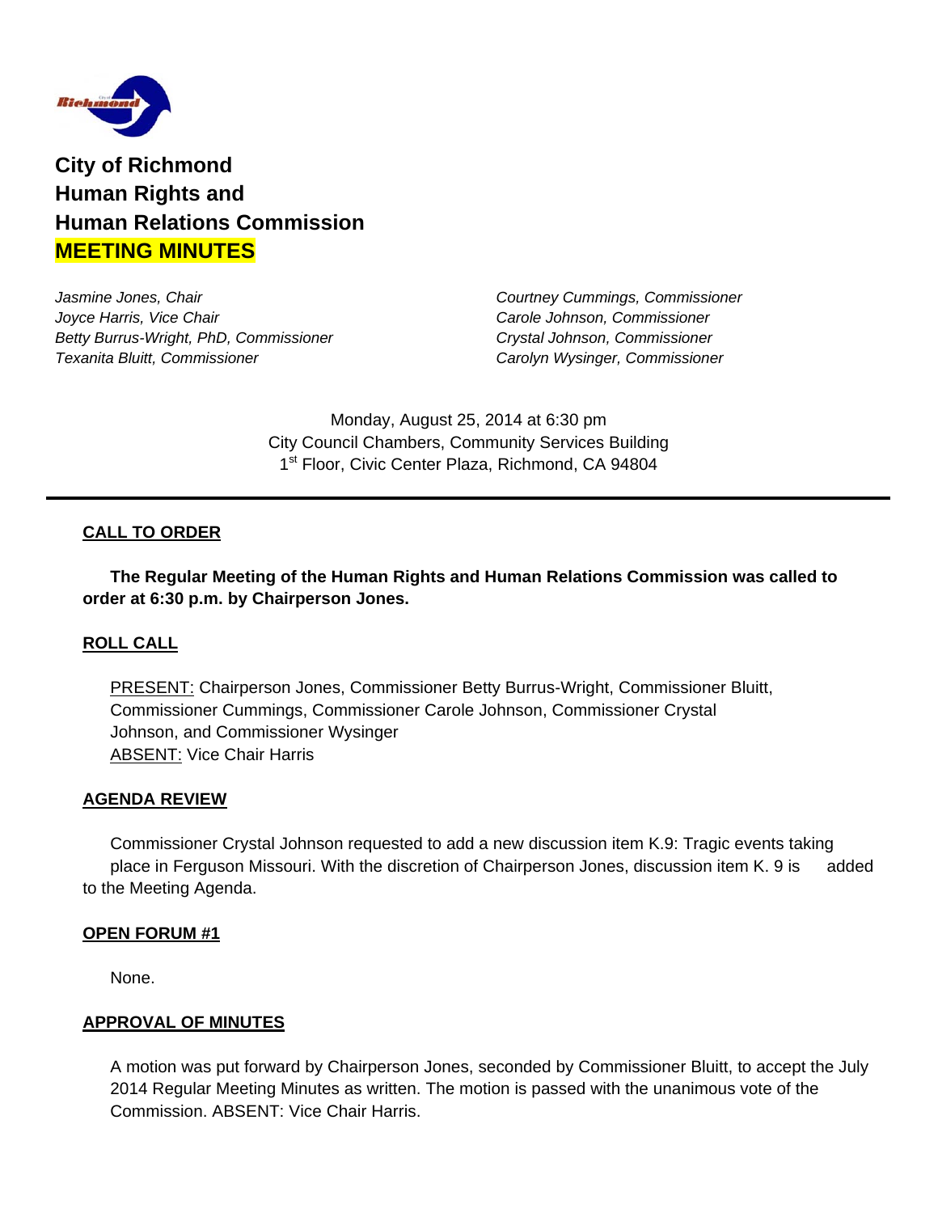# City of Richmond Human Rights and Human Relations Commission MEETING MINUTES

*Jasmine Jones, Chair*
*Joyce Harris, Vice Chair*
*Betty Burrus-Wright, PhD, Commissioner*
*Texanita Bluitt, Commissioner*
*Courtney Cummings, Commissioner*
*Carole Johnson, Commissioner*
*Crystal Johnson, Commissioner*
*Carolyn Wysinger, Commissioner*

Monday, August 25, 2014 at 6:30 pm
City Council Chambers, Community Services Building
1st Floor, Civic Center Plaza, Richmond, CA 94804

---

## CALL TO ORDER

**The Regular Meeting of the Human Rights and Human Relations Commission was called to order at 6:30 p.m. by Chairperson Jones.**

## ROLL CALL

PRESENT: Chairperson Jones, Commissioner Betty Burrus-Wright, Commissioner Bluitt, Commissioner Cummings, Commissioner Carole Johnson, Commissioner Crystal Johnson, and Commissioner Wysinger
ABSENT: Vice Chair Harris

## AGENDA REVIEW

Commissioner Crystal Johnson requested to add a new discussion item K.9: Tragic events taking place in Ferguson Missouri. With the discretion of Chairperson Jones, discussion item K. 9 is added to the Meeting Agenda.

## OPEN FORUM #1

None.

## APPROVAL OF MINUTES

A motion was put forward by Chairperson Jones, seconded by Commissioner Bluitt, to accept the July 2014 Regular Meeting Minutes as written. The motion is passed with the unanimous vote of the Commission. ABSENT: Vice Chair Harris.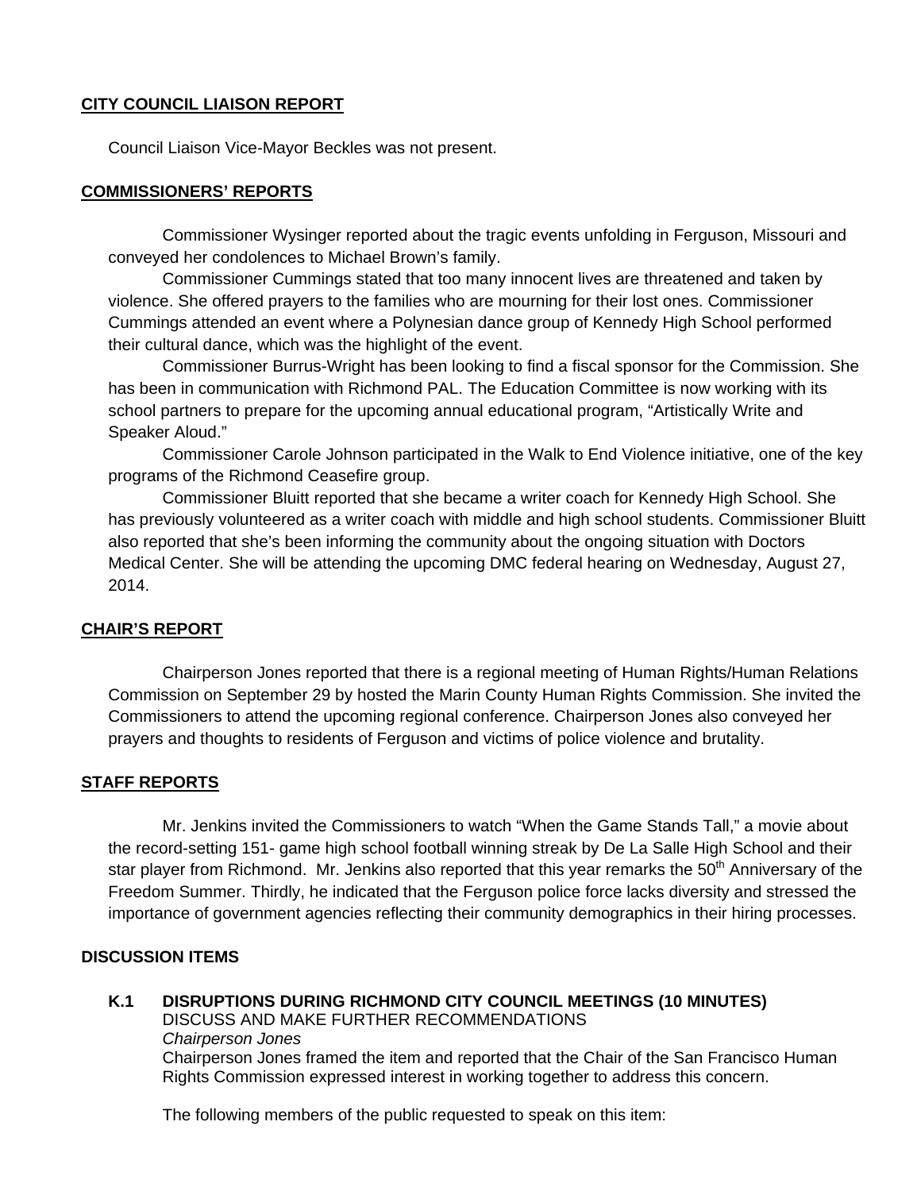**CITY COUNCIL LIAISON REPORT**

Council Liaison Vice-Mayor Beckles was not present.

**COMMISSIONERS' REPORTS**

Commissioner Wysinger reported about the tragic events unfolding in Ferguson, Missouri and conveyed her condolences to Michael Brown's family.

Commissioner Cummings stated that too many innocent lives are threatened and taken by violence. She offered prayers to the families who are mourning for their lost ones. Commissioner Cummings attended an event where a Polynesian dance group of Kennedy High School performed their cultural dance, which was the highlight of the event.

Commissioner Burrus-Wright has been looking to find a fiscal sponsor for the Commission. She has been in communication with Richmond PAL. The Education Committee is now working with its school partners to prepare for the upcoming annual educational program, "Artistically Write and Speaker Aloud."

Commissioner Carole Johnson participated in the Walk to End Violence initiative, one of the key programs of the Richmond Ceasefire group.

Commissioner Bluitt reported that she became a writer coach for Kennedy High School. She has previously volunteered as a writer coach with middle and high school students. Commissioner Bluitt also reported that she's been informing the community about the ongoing situation with Doctors Medical Center. She will be attending the upcoming DMC federal hearing on Wednesday, August 27, 2014.

**CHAIR'S REPORT**

Chairperson Jones reported that there is a regional meeting of Human Rights/Human Relations Commission on September 29 by hosted the Marin County Human Rights Commission. She invited the Commissioners to attend the upcoming regional conference. Chairperson Jones also conveyed her prayers and thoughts to residents of Ferguson and victims of police violence and brutality.

**STAFF REPORTS**

Mr. Jenkins invited the Commissioners to watch "When the Game Stands Tall," a movie about the record-setting 151- game high school football winning streak by De La Salle High School and their star player from Richmond. Mr. Jenkins also reported that this year remarks the 50th Anniversary of the Freedom Summer. Thirdly, he indicated that the Ferguson police force lacks diversity and stressed the importance of government agencies reflecting their community demographics in their hiring processes.

**DISCUSSION ITEMS**

**K.1 DISRUPTIONS DURING RICHMOND CITY COUNCIL MEETINGS (10 MINUTES)**
DISCUSS AND MAKE FURTHER RECOMMENDATIONS
*Chairperson Jones*
Chairperson Jones framed the item and reported that the Chair of the San Francisco Human Rights Commission expressed interest in working together to address this concern.

The following members of the public requested to speak on this item: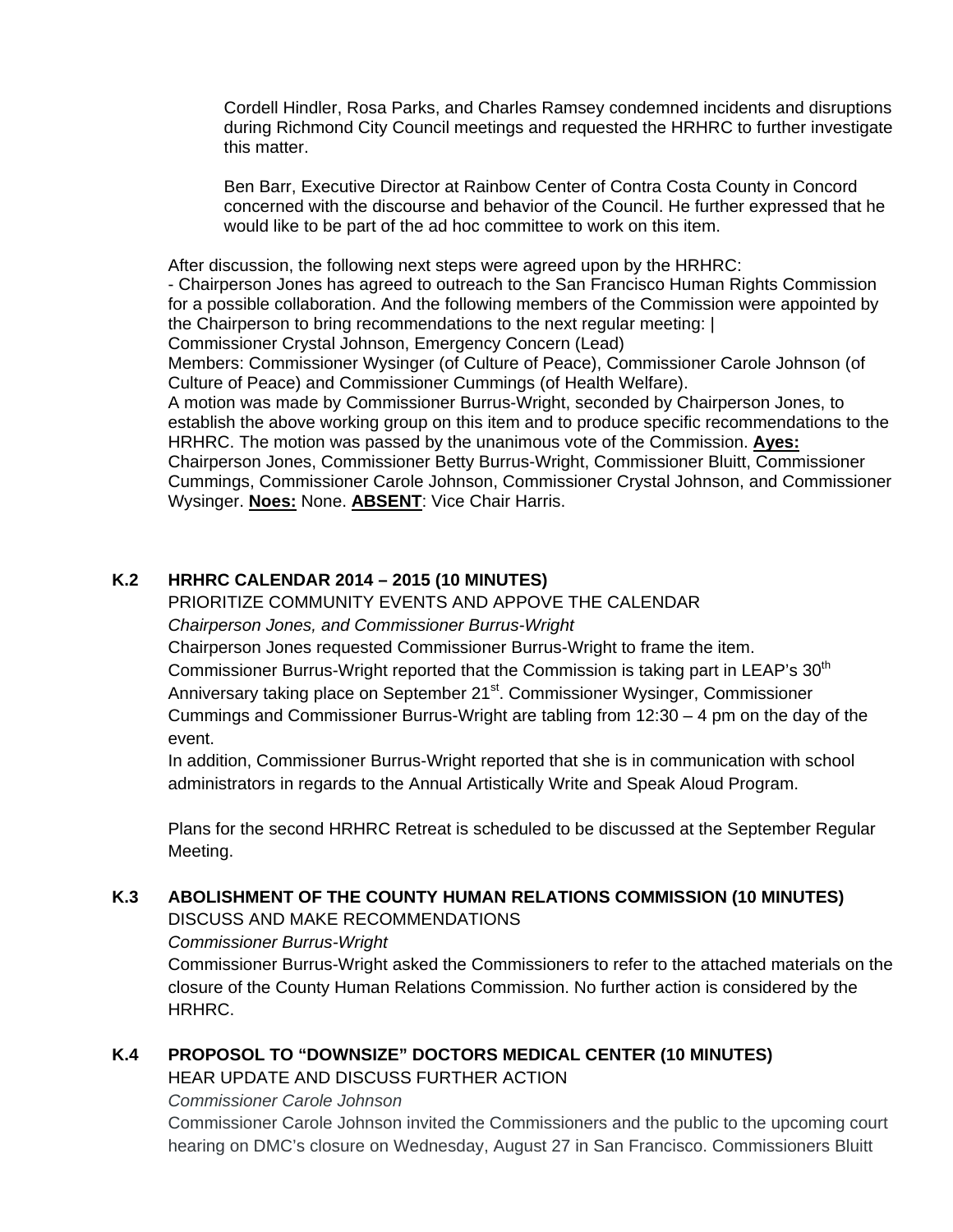Cordell Hindler, Rosa Parks, and Charles Ramsey condemned incidents and disruptions during Richmond City Council meetings and requested the HRHRC to further investigate this matter.

Ben Barr, Executive Director at Rainbow Center of Contra Costa County in Concord concerned with the discourse and behavior of the Council. He further expressed that he would like to be part of the ad hoc committee to work on this item.

After discussion, the following next steps were agreed upon by the HRHRC:
- Chairperson Jones has agreed to outreach to the San Francisco Human Rights Commission for a possible collaboration. And the following members of the Commission were appointed by the Chairperson to bring recommendations to the next regular meeting: |
Commissioner Crystal Johnson, Emergency Concern (Lead)
Members: Commissioner Wysinger (of Culture of Peace), Commissioner Carole Johnson (of Culture of Peace) and Commissioner Cummings (of Health Welfare).
A motion was made by Commissioner Burrus-Wright, seconded by Chairperson Jones, to establish the above working group on this item and to produce specific recommendations to the HRHRC. The motion was passed by the unanimous vote of the Commission. **Ayes:** Chairperson Jones, Commissioner Betty Burrus-Wright, Commissioner Bluitt, Commissioner Cummings, Commissioner Carole Johnson, Commissioner Crystal Johnson, and Commissioner Wysinger. **Noes:** None. **ABSENT**: Vice Chair Harris.

### K.2 HRHRC CALENDAR 2014 – 2015 (10 MINUTES)

PRIORITIZE COMMUNITY EVENTS AND APPOVE THE CALENDAR
*Chairperson Jones, and Commissioner Burrus-Wright*
Chairperson Jones requested Commissioner Burrus-Wright to frame the item.
Commissioner Burrus-Wright reported that the Commission is taking part in LEAP's 30th Anniversary taking place on September 21st. Commissioner Wysinger, Commissioner Cummings and Commissioner Burrus-Wright are tabling from 12:30 – 4 pm on the day of the event.
In addition, Commissioner Burrus-Wright reported that she is in communication with school administrators in regards to the Annual Artistically Write and Speak Aloud Program.

Plans for the second HRHRC Retreat is scheduled to be discussed at the September Regular Meeting.

### K.3 ABOLISHMENT OF THE COUNTY HUMAN RELATIONS COMMISSION (10 MINUTES)

DISCUSS AND MAKE RECOMMENDATIONS
*Commissioner Burrus-Wright*
Commissioner Burrus-Wright asked the Commissioners to refer to the attached materials on the closure of the County Human Relations Commission. No further action is considered by the HRHRC.

### K.4 PROPOSOL TO "DOWNSIZE" DOCTORS MEDICAL CENTER (10 MINUTES)

HEAR UPDATE AND DISCUSS FURTHER ACTION
*Commissioner Carole Johnson*
Commissioner Carole Johnson invited the Commissioners and the public to the upcoming court hearing on DMC's closure on Wednesday, August 27 in San Francisco. Commissioners Bluitt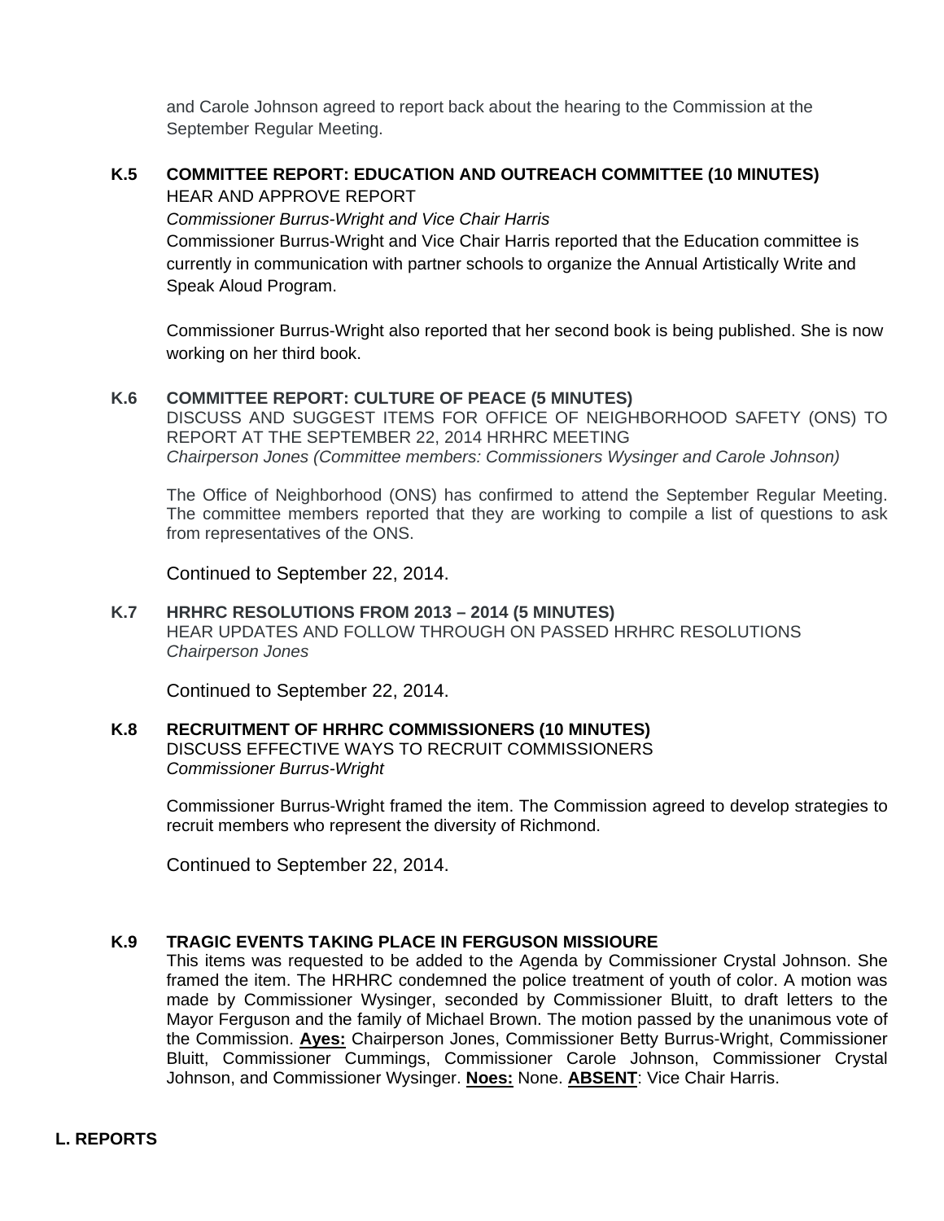and Carole Johnson agreed to report back about the hearing to the Commission at the September Regular Meeting.

**K.5 COMMITTEE REPORT: EDUCATION AND OUTREACH COMMITTEE (10 MINUTES)**
HEAR AND APPROVE REPORT
*Commissioner Burrus-Wright and Vice Chair Harris*
Commissioner Burrus-Wright and Vice Chair Harris reported that the Education committee is currently in communication with partner schools to organize the Annual Artistically Write and Speak Aloud Program.

Commissioner Burrus-Wright also reported that her second book is being published. She is now working on her third book.

**K.6 COMMITTEE REPORT: CULTURE OF PEACE (5 MINUTES)**
DISCUSS AND SUGGEST ITEMS FOR OFFICE OF NEIGHBORHOOD SAFETY (ONS) TO REPORT AT THE SEPTEMBER 22, 2014 HRHRC MEETING
*Chairperson Jones (Committee members: Commissioners Wysinger and Carole Johnson)*

The Office of Neighborhood (ONS) has confirmed to attend the September Regular Meeting. The committee members reported that they are working to compile a list of questions to ask from representatives of the ONS.

Continued to September 22, 2014.

**K.7 HRHRC RESOLUTIONS FROM 2013 – 2014 (5 MINUTES)**
HEAR UPDATES AND FOLLOW THROUGH ON PASSED HRHRC RESOLUTIONS
*Chairperson Jones*

Continued to September 22, 2014.

**K.8 RECRUITMENT OF HRHRC COMMISSIONERS (10 MINUTES)**
DISCUSS EFFECTIVE WAYS TO RECRUIT COMMISSIONERS
*Commissioner Burrus-Wright*

Commissioner Burrus-Wright framed the item. The Commission agreed to develop strategies to recruit members who represent the diversity of Richmond.

Continued to September 22, 2014.

**K.9 TRAGIC EVENTS TAKING PLACE IN FERGUSON MISSIOURE**
This items was requested to be added to the Agenda by Commissioner Crystal Johnson. She framed the item. The HRHRC condemned the police treatment of youth of color. A motion was made by Commissioner Wysinger, seconded by Commissioner Bluitt, to draft letters to the Mayor Ferguson and the family of Michael Brown. The motion passed by the unanimous vote of the Commission. **Ayes:** Chairperson Jones, Commissioner Betty Burrus-Wright, Commissioner Bluitt, Commissioner Cummings, Commissioner Carole Johnson, Commissioner Crystal Johnson, and Commissioner Wysinger. **Noes:** None. **ABSENT**: Vice Chair Harris.

**L. REPORTS**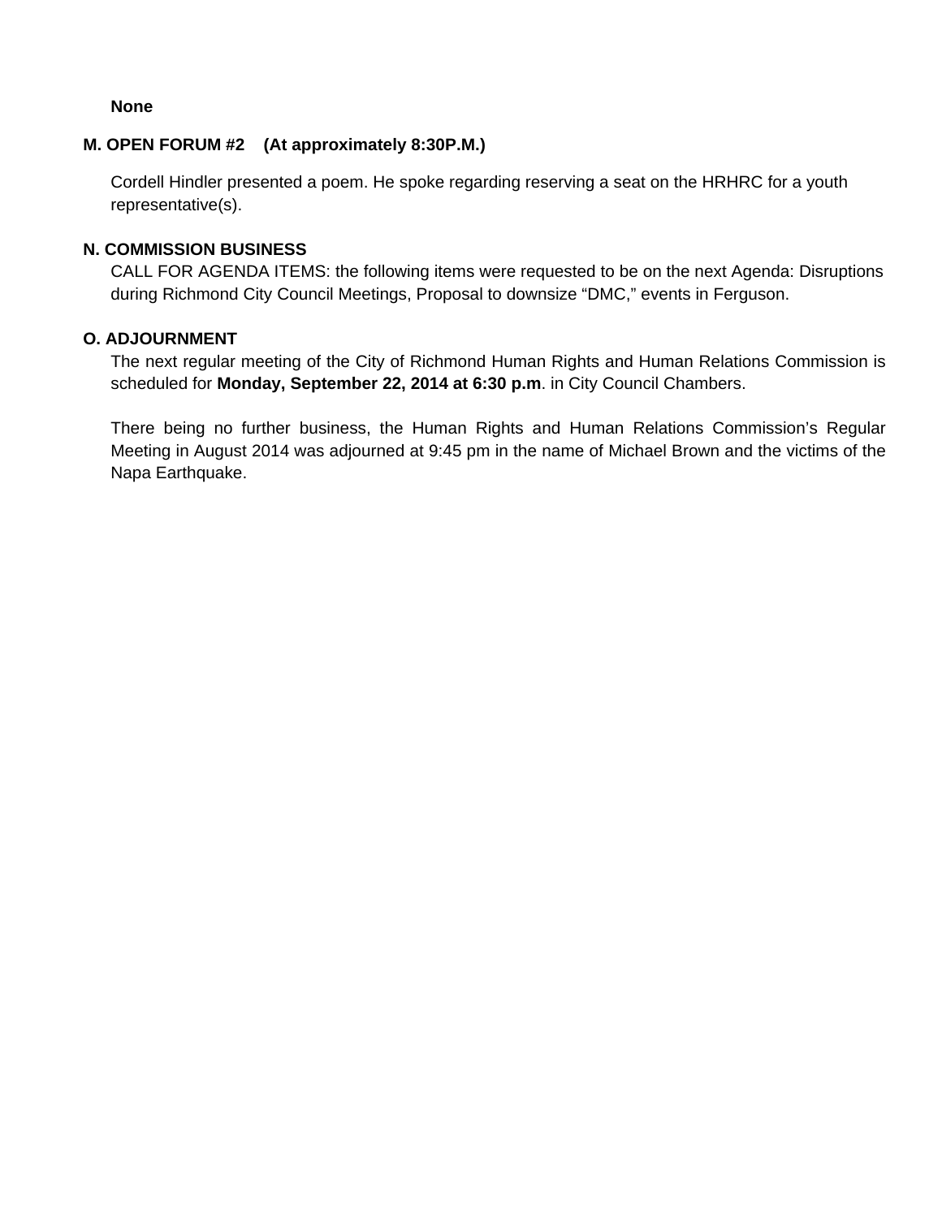**None**

**M. OPEN FORUM #2 (At approximately 8:30P.M.)**

Cordell Hindler presented a poem. He spoke regarding reserving a seat on the HRHRC for a youth representative(s).

**N. COMMISSION BUSINESS**

CALL FOR AGENDA ITEMS: the following items were requested to be on the next Agenda: Disruptions during Richmond City Council Meetings, Proposal to downsize "DMC," events in Ferguson.

**O. ADJOURNMENT**

The next regular meeting of the City of Richmond Human Rights and Human Relations Commission is scheduled for **Monday, September 22, 2014 at 6:30 p.m**. in City Council Chambers.

There being no further business, the Human Rights and Human Relations Commission's Regular Meeting in August 2014 was adjourned at 9:45 pm in the name of Michael Brown and the victims of the Napa Earthquake.